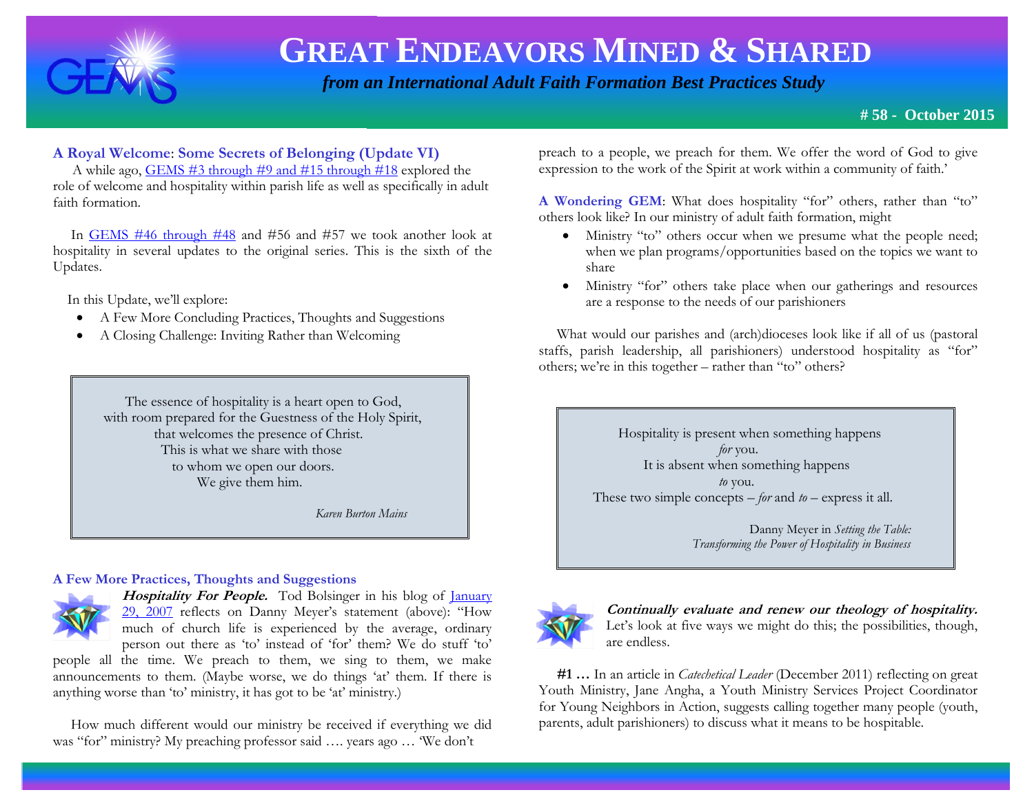# GREAT ENDEAVORS MINED & SHARED

*from an International Adult Faith Formation Best Practices Study*

**# 58 - October 2015**

## A Royal Welcome: Some Secrets of Belonging (Update VI)

A while ago, GEMS #3 through #9 and #15 through #18 explored the role of welcome and hospitality within parish life as well as specifically in adult faith formation.

In GEMS #46 through #48 and #56 and #57 we took another look at hospitality in several updates to the original series. This is the sixth of the Updates.

In this Update, we'll explore:

- A Few More Concluding Practices, Thoughts and Suggestions
- A Closing Challenge: Inviting Rather than Welcoming

> The essence of hospitality is a heart open to God,
> with room prepared for the Guestness of the Holy Spirit,
> that welcomes the presence of Christ.
> This is what we share with those
> to whom we open our doors.
> We give them him.
>
> *Karen Burton Mains*

## A Few More Practices, Thoughts and Suggestions

***Hospitality For People.*** Tod Bolsinger in his blog of January 29, 2007 reflects on Danny Meyer's statement (above): "How much of church life is experienced by the average, ordinary person out there as 'to' instead of 'for' them? We do stuff 'to' people all the time. We preach to them, we sing to them, we make announcements to them. (Maybe worse, we do things 'at' them. If there is anything worse than 'to' ministry, it has got to be 'at' ministry.)

How much different would our ministry be received if everything we did was "for" ministry? My preaching professor said …. years ago … 'We don't preach to a people, we preach for them. We offer the word of God to give expression to the work of the Spirit at work within a community of faith.'

**A Wondering GEM**: What does hospitality "for" others, rather than "to" others look like? In our ministry of adult faith formation, might

- Ministry "to" others occur when we presume what the people need; when we plan programs/opportunities based on the topics we want to share
- Ministry "for" others take place when our gatherings and resources are a response to the needs of our parishioners

What would our parishes and (arch)dioceses look like if all of us (pastoral staffs, parish leadership, all parishioners) understood hospitality as "for" others; we're in this together – rather than "to" others?

> Hospitality is present when something happens
> *for* you.
> It is absent when something happens
> *to* you.
> These two simple concepts – *for* and *to* – express it all.
>
> Danny Meyer in *Setting the Table: Transforming the Power of Hospitality in Business*

***Continually evaluate and renew our theology of hospitality.*** Let's look at five ways we might do this; the possibilities, though, are endless.

**#1 …** In an article in *Catechetical Leader* (December 2011) reflecting on great Youth Ministry, Jane Angha, a Youth Ministry Services Project Coordinator for Young Neighbors in Action, suggests calling together many people (youth, parents, adult parishioners) to discuss what it means to be hospitable.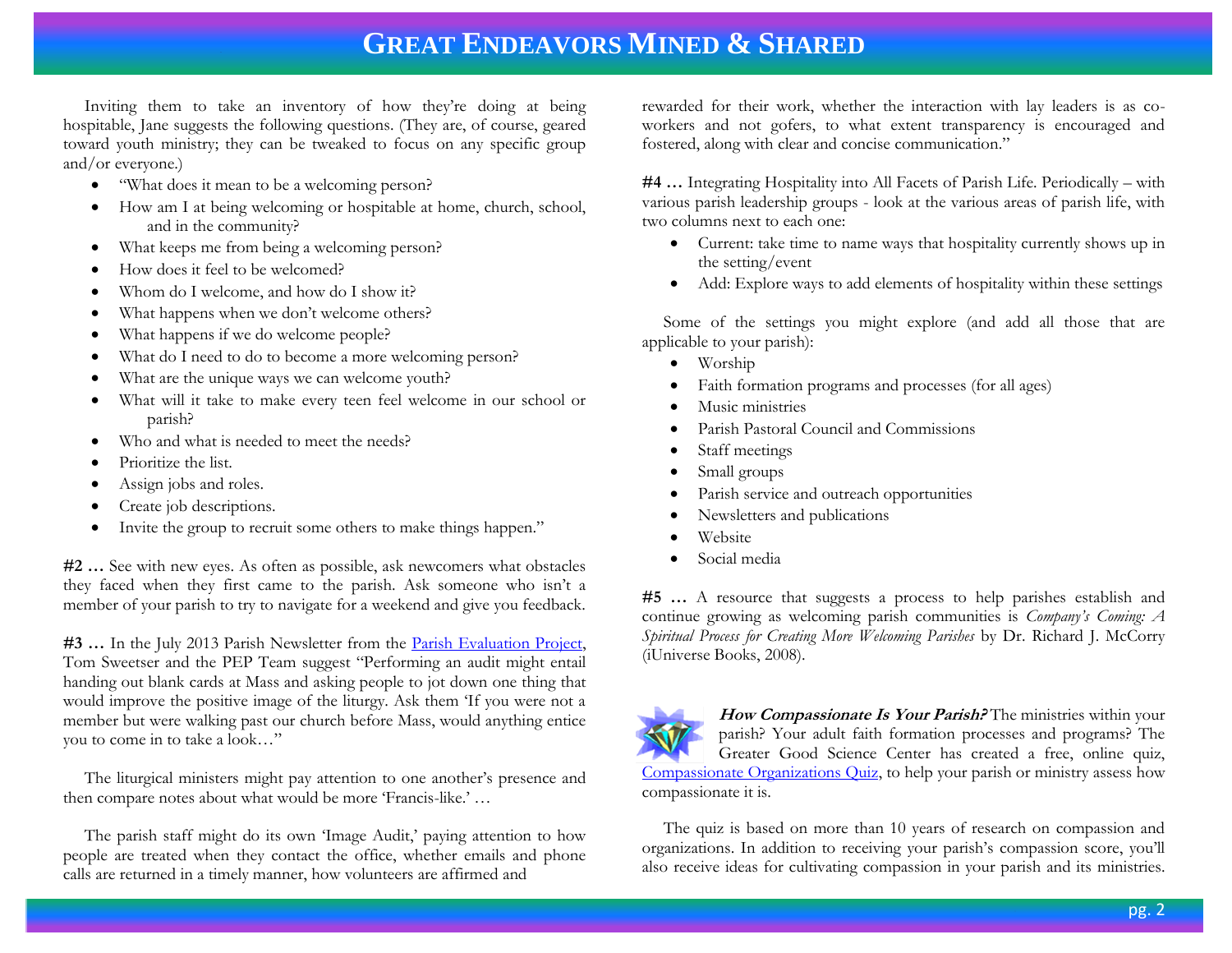Inviting them to take an inventory of how they're doing at being hospitable, Jane suggests the following questions. (They are, of course, geared toward youth ministry; they can be tweaked to focus on any specific group and/or everyone.)

- "What does it mean to be a welcoming person?
- How am I at being welcoming or hospitable at home, church, school, and in the community?
- What keeps me from being a welcoming person?
- How does it feel to be welcomed?
- Whom do I welcome, and how do I show it?
- What happens when we don't welcome others?
- What happens if we do welcome people?
- What do I need to do to become a more welcoming person?
- What are the unique ways we can welcome youth?
- What will it take to make every teen feel welcome in our school or parish?
- Who and what is needed to meet the needs?
- Prioritize the list.
- Assign jobs and roles.
- Create job descriptions.
- Invite the group to recruit some others to make things happen."

**#2 …** See with new eyes. As often as possible, ask newcomers what obstacles they faced when they first came to the parish. Ask someone who isn't a member of your parish to try to navigate for a weekend and give you feedback.

**#3 …** In the July 2013 Parish Newsletter from the Parish Evaluation Project, Tom Sweetser and the PEP Team suggest "Performing an audit might entail handing out blank cards at Mass and asking people to jot down one thing that would improve the positive image of the liturgy. Ask them 'If you were not a member but were walking past our church before Mass, would anything entice you to come in to take a look…"

The liturgical ministers might pay attention to one another's presence and then compare notes about what would be more 'Francis-like.' …

The parish staff might do its own 'Image Audit,' paying attention to how people are treated when they contact the office, whether emails and phone calls are returned in a timely manner, how volunteers are affirmed and rewarded for their work, whether the interaction with lay leaders is as co-workers and not gofers, to what extent transparency is encouraged and fostered, along with clear and concise communication."

**#4 …** Integrating Hospitality into All Facets of Parish Life. Periodically – with various parish leadership groups - look at the various areas of parish life, with two columns next to each one:

- Current: take time to name ways that hospitality currently shows up in the setting/event
- Add: Explore ways to add elements of hospitality within these settings

Some of the settings you might explore (and add all those that are applicable to your parish):

- Worship
- Faith formation programs and processes (for all ages)
- Music ministries
- Parish Pastoral Council and Commissions
- Staff meetings
- Small groups
- Parish service and outreach opportunities
- Newsletters and publications
- Website
- Social media

**#5 …** A resource that suggests a process to help parishes establish and continue growing as welcoming parish communities is *Company's Coming: A Spiritual Process for Creating More Welcoming Parishes* by Dr. Richard J. McCorry (iUniverse Books, 2008).

***How Compassionate Is Your Parish?*** The ministries within your parish? Your adult faith formation processes and programs? The Greater Good Science Center has created a free, online quiz, Compassionate Organizations Quiz, to help your parish or ministry assess how compassionate it is.

The quiz is based on more than 10 years of research on compassion and organizations. In addition to receiving your parish's compassion score, you'll also receive ideas for cultivating compassion in your parish and its ministries.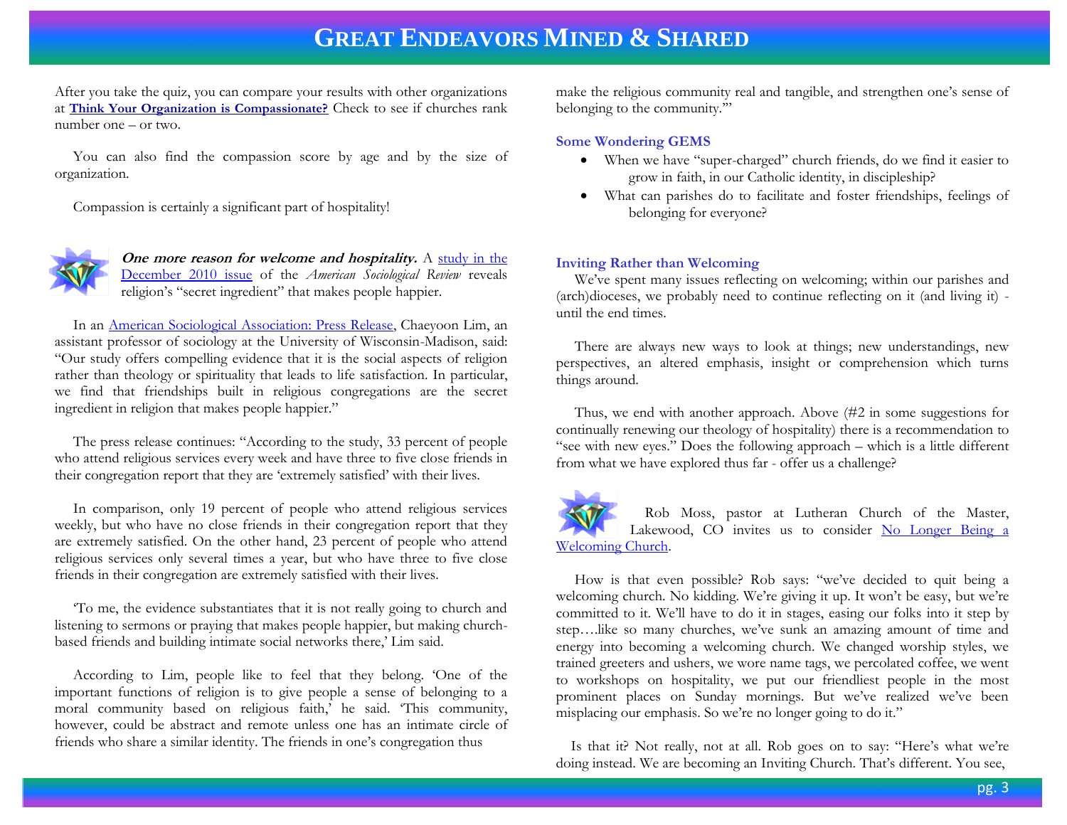After you take the quiz, you can compare your results with other organizations at **Think Your Organization is Compassionate?** Check to see if churches rank number one – or two.

You can also find the compassion score by age and by the size of organization.

Compassion is certainly a significant part of hospitality!

***One more reason for welcome and hospitality.*** A study in the December 2010 issue of the *American Sociological Review* reveals religion's "secret ingredient" that makes people happier.

In an American Sociological Association: Press Release, Chaeyoon Lim, an assistant professor of sociology at the University of Wisconsin-Madison, said: "Our study offers compelling evidence that it is the social aspects of religion rather than theology or spirituality that leads to life satisfaction. In particular, we find that friendships built in religious congregations are the secret ingredient in religion that makes people happier."

The press release continues: "According to the study, 33 percent of people who attend religious services every week and have three to five close friends in their congregation report that they are 'extremely satisfied' with their lives.

In comparison, only 19 percent of people who attend religious services weekly, but who have no close friends in their congregation report that they are extremely satisfied. On the other hand, 23 percent of people who attend religious services only several times a year, but who have three to five close friends in their congregation are extremely satisfied with their lives.

'To me, the evidence substantiates that it is not really going to church and listening to sermons or praying that makes people happier, but making church-based friends and building intimate social networks there,' Lim said.

According to Lim, people like to feel that they belong. 'One of the important functions of religion is to give people a sense of belonging to a moral community based on religious faith,' he said. 'This community, however, could be abstract and remote unless one has an intimate circle of friends who share a similar identity. The friends in one's congregation thus make the religious community real and tangible, and strengthen one's sense of belonging to the community.'"

### Some Wondering GEMS

- When we have "super-charged" church friends, do we find it easier to grow in faith, in our Catholic identity, in discipleship?
- What can parishes do to facilitate and foster friendships, feelings of belonging for everyone?

### Inviting Rather than Welcoming

We've spent many issues reflecting on welcoming; within our parishes and (arch)dioceses, we probably need to continue reflecting on it (and living it) - until the end times.

There are always new ways to look at things; new understandings, new perspectives, an altered emphasis, insight or comprehension which turns things around.

Thus, we end with another approach. Above (#2 in some suggestions for continually renewing our theology of hospitality) there is a recommendation to "see with new eyes." Does the following approach – which is a little different from what we have explored thus far - offer us a challenge?

Rob Moss, pastor at Lutheran Church of the Master, Lakewood, CO invites us to consider No Longer Being a Welcoming Church.

How is that even possible? Rob says: "we've decided to quit being a welcoming church. No kidding. We're giving it up. It won't be easy, but we're committed to it. We'll have to do it in stages, easing our folks into it step by step….like so many churches, we've sunk an amazing amount of time and energy into becoming a welcoming church. We changed worship styles, we trained greeters and ushers, we wore name tags, we percolated coffee, we went to workshops on hospitality, we put our friendliest people in the most prominent places on Sunday mornings. But we've realized we've been misplacing our emphasis. So we're no longer going to do it."

Is that it? Not really, not at all. Rob goes on to say: "Here's what we're doing instead. We are becoming an Inviting Church. That's different. You see,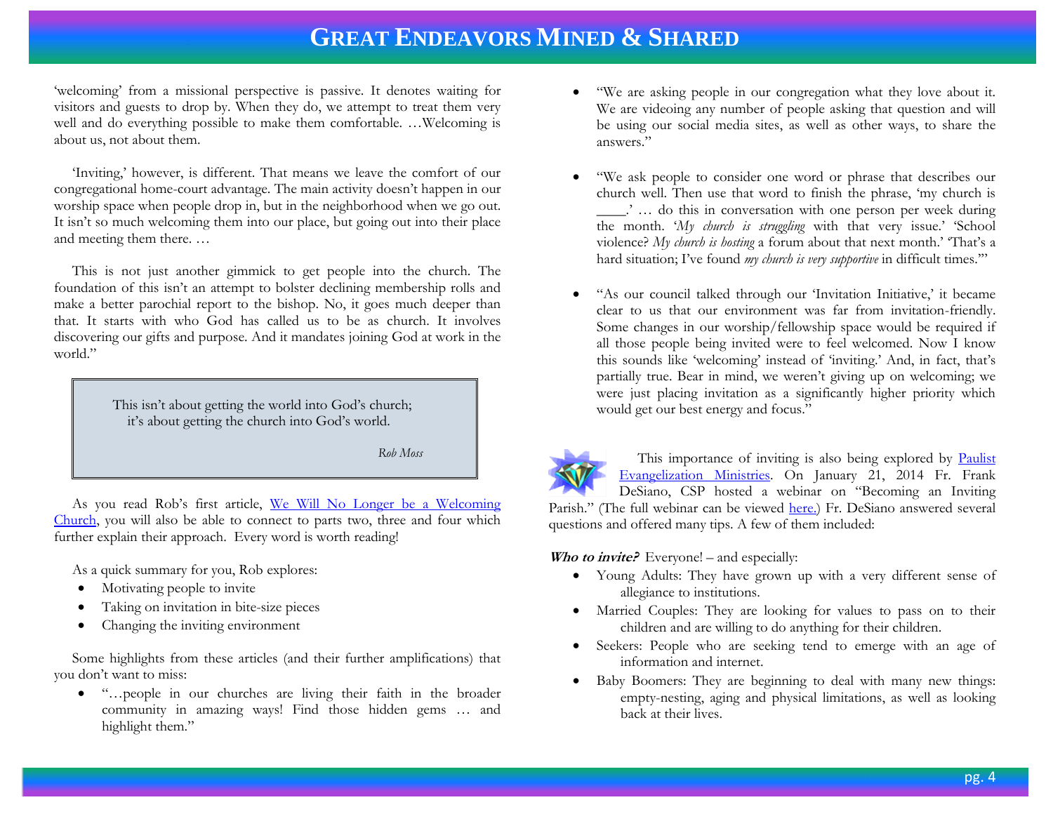'welcoming' from a missional perspective is passive. It denotes waiting for visitors and guests to drop by. When they do, we attempt to treat them very well and do everything possible to make them comfortable. …Welcoming is about us, not about them.

'Inviting,' however, is different. That means we leave the comfort of our congregational home-court advantage. The main activity doesn't happen in our worship space when people drop in, but in the neighborhood when we go out. It isn't so much welcoming them into our place, but going out into their place and meeting them there. …

This is not just another gimmick to get people into the church. The foundation of this isn't an attempt to bolster declining membership rolls and make a better parochial report to the bishop. No, it goes much deeper than that. It starts with who God has called us to be as church. It involves discovering our gifts and purpose. And it mandates joining God at work in the world."

> This isn't about getting the world into God's church;
> it's about getting the church into God's world.
>
> *Rob Moss*

As you read Rob's first article, [We Will No Longer be a Welcoming Church](), you will also be able to connect to parts two, three and four which further explain their approach. Every word is worth reading!

As a quick summary for you, Rob explores:

- Motivating people to invite
- Taking on invitation in bite-size pieces
- Changing the inviting environment

Some highlights from these articles (and their further amplifications) that you don't want to miss:

- "…people in our churches are living their faith in the broader community in amazing ways! Find those hidden gems … and highlight them."
- "We are asking people in our congregation what they love about it. We are videoing any number of people asking that question and will be using our social media sites, as well as other ways, to share the answers."
- "We ask people to consider one word or phrase that describes our church well. Then use that word to finish the phrase, 'my church is ____.' … do this in conversation with one person per week during the month. '*My church is struggling* with that very issue.' 'School violence? *My church is hosting* a forum about that next month.' 'That's a hard situation; I've found *my church is very supportive* in difficult times.'"
- "As our council talked through our 'Invitation Initiative,' it became clear to us that our environment was far from invitation-friendly. Some changes in our worship/fellowship space would be required if all those people being invited were to feel welcomed. Now I know this sounds like 'welcoming' instead of 'inviting.' And, in fact, that's partially true. Bear in mind, we weren't giving up on welcoming; we were just placing invitation as a significantly higher priority which would get our best energy and focus."

This importance of inviting is also being explored by [Paulist Evangelization Ministries](). On January 21, 2014 Fr. Frank DeSiano, CSP hosted a webinar on "Becoming an Inviting Parish." (The full webinar can be viewed [here.]()) Fr. DeSiano answered several questions and offered many tips. A few of them included:

***Who to invite?*** Everyone! – and especially:

- Young Adults: They have grown up with a very different sense of allegiance to institutions.
- Married Couples: They are looking for values to pass on to their children and are willing to do anything for their children.
- Seekers: People who are seeking tend to emerge with an age of information and internet.
- Baby Boomers: They are beginning to deal with many new things: empty-nesting, aging and physical limitations, as well as looking back at their lives.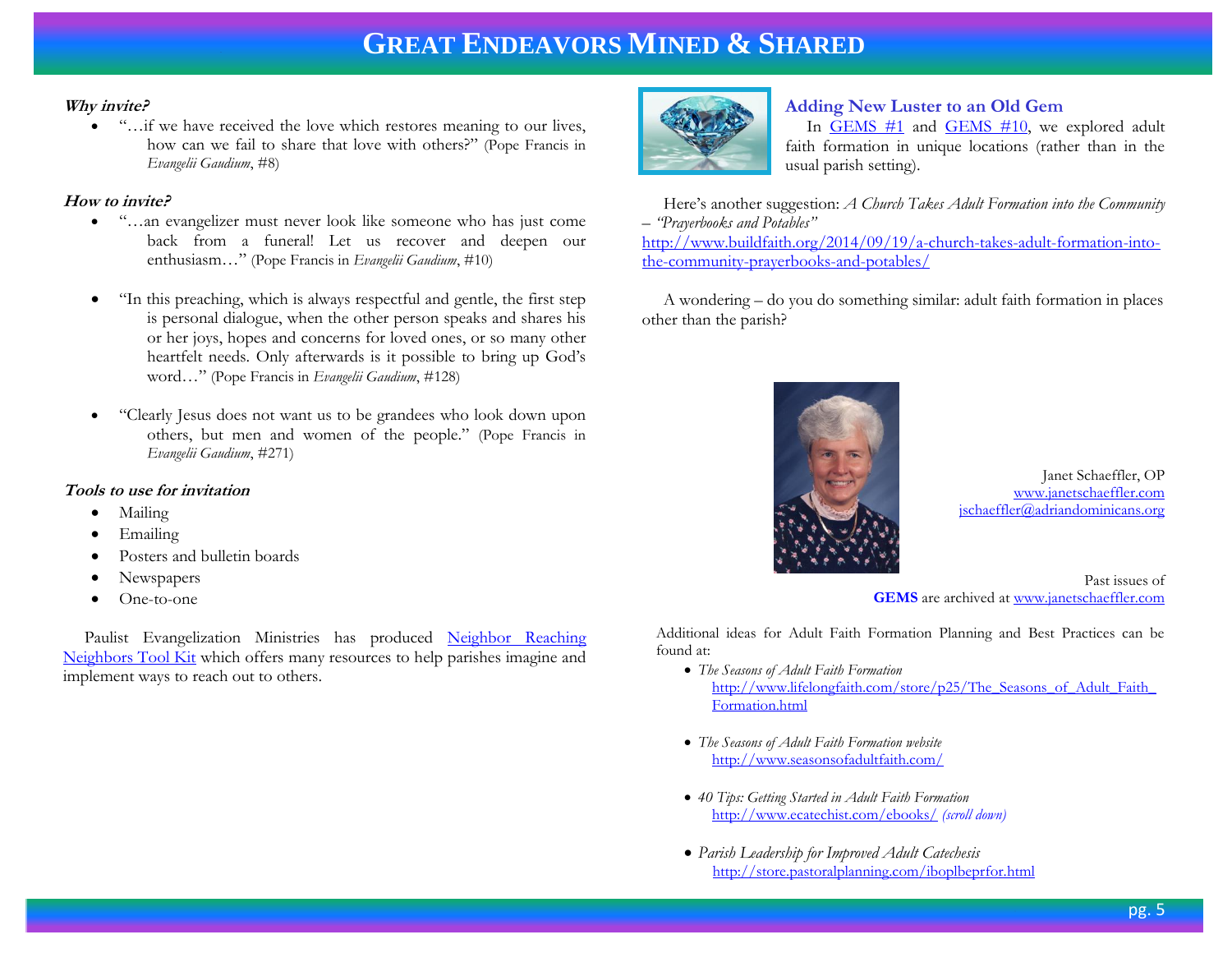***Why invite?***

- "…if we have received the love which restores meaning to our lives, how can we fail to share that love with others?" (Pope Francis in *Evangelii Gaudium*, #8)

***How to invite?***

- "…an evangelizer must never look like someone who has just come back from a funeral! Let us recover and deepen our enthusiasm…" (Pope Francis in *Evangelii Gaudium*, #10)

- "In this preaching, which is always respectful and gentle, the first step is personal dialogue, when the other person speaks and shares his or her joys, hopes and concerns for loved ones, or so many other heartfelt needs. Only afterwards is it possible to bring up God's word…" (Pope Francis in *Evangelii Gaudium*, #128)

- "Clearly Jesus does not want us to be grandees who look down upon others, but men and women of the people." (Pope Francis in *Evangelii Gaudium*, #271)

***Tools to use for invitation***

- Mailing
- Emailing
- Posters and bulletin boards
- Newspapers
- One-to-one

Paulist Evangelization Ministries has produced Neighbor Reaching Neighbors Tool Kit which offers many resources to help parishes imagine and implement ways to reach out to others.

## Adding New Luster to an Old Gem

In GEMS #1 and GEMS #10, we explored adult faith formation in unique locations (rather than in the usual parish setting).

Here's another suggestion: *A Church Takes Adult Formation into the Community – "Prayerbooks and Potables"*
http://www.buildfaith.org/2014/09/19/a-church-takes-adult-formation-into-the-community-prayerbooks-and-potables/

A wondering – do you do something similar: adult faith formation in places other than the parish?

Janet Schaeffler, OP
www.janetschaeffler.com
jschaeffler@adriandominicans.org

Past issues of **GEMS** are archived at www.janetschaeffler.com

Additional ideas for Adult Faith Formation Planning and Best Practices can be found at:

- *The Seasons of Adult Faith Formation*
  http://www.lifelongfaith.com/store/p25/The_Seasons_of_Adult_Faith_Formation.html

- *The Seasons of Adult Faith Formation website*
  http://www.seasonsofadultfaith.com/

- *40 Tips: Getting Started in Adult Faith Formation*
  http://www.ecatechist.com/ebooks/ *(scroll down)*

- *Parish Leadership for Improved Adult Catechesis*
  http://store.pastoralplanning.com/iboplbeprfor.html